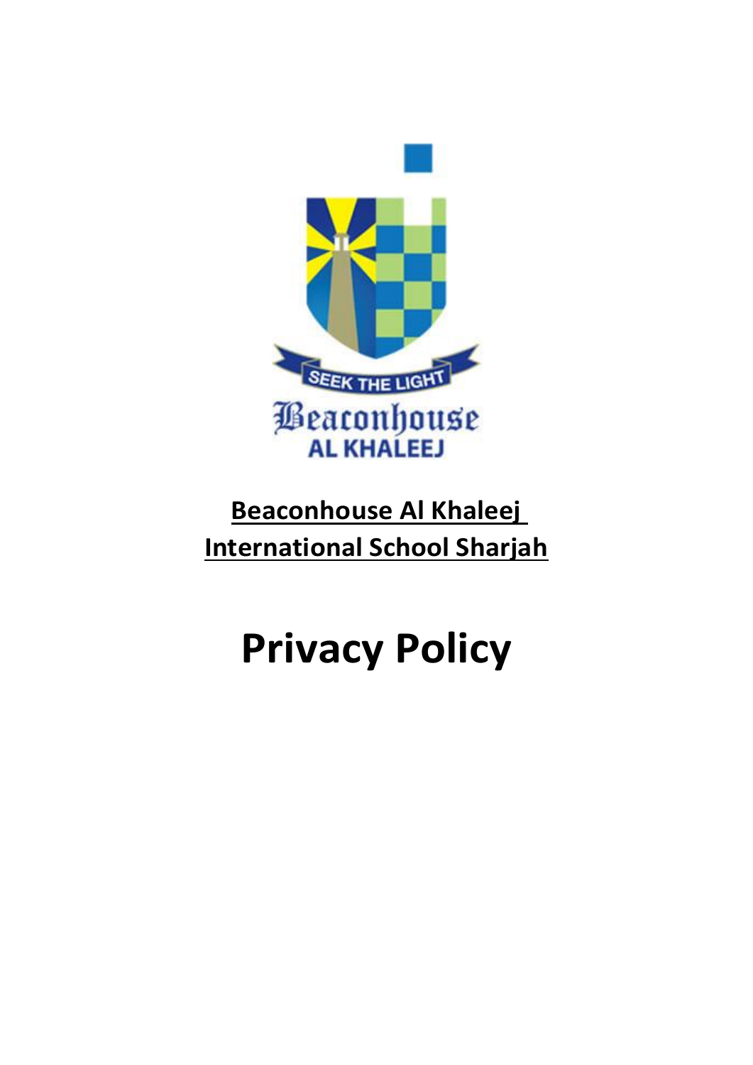**Beaconhouse Al Khaleej International School Sharjah**

# Privacy Policy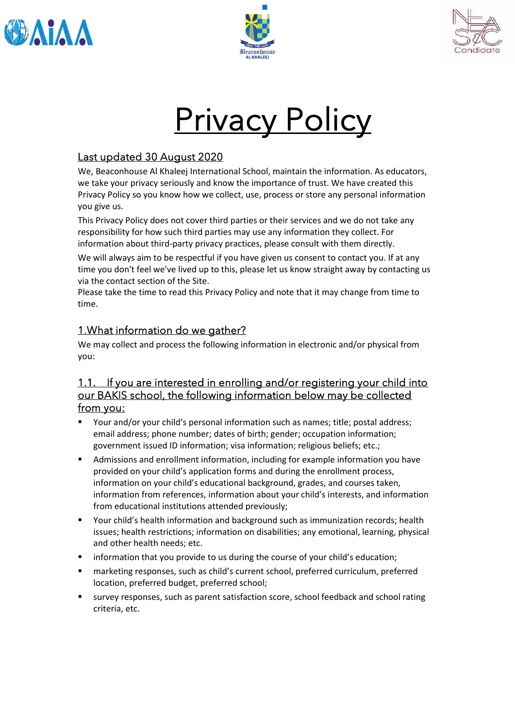# Privacy Policy

## Last updated 30 August 2020

We, Beaconhouse Al Khaleej International School, maintain the information. As educators, we take your privacy seriously and know the importance of trust. We have created this Privacy Policy so you know how we collect, use, process or store any personal information you give us.

This Privacy Policy does not cover third parties or their services and we do not take any responsibility for how such third parties may use any information they collect. For information about third-party privacy practices, please consult with them directly.

We will always aim to be respectful if you have given us consent to contact you. If at any time you don't feel we've lived up to this, please let us know straight away by contacting us via the contact section of the Site.

Please take the time to read this Privacy Policy and note that it may change from time to time.

## 1.What information do we gather?

We may collect and process the following information in electronic and/or physical from you:

### 1.1. If you are interested in enrolling and/or registering your child into our BAKIS school, the following information below may be collected from you:

- Your and/or your child's personal information such as names; title; postal address; email address; phone number; dates of birth; gender; occupation information; government issued ID information; visa information; religious beliefs; etc.;
- Admissions and enrollment information, including for example information you have provided on your child's application forms and during the enrollment process, information on your child's educational background, grades, and courses taken, information from references, information about your child's interests, and information from educational institutions attended previously;
- Your child's health information and background such as immunization records; health issues; health restrictions; information on disabilities; any emotional, learning, physical and other health needs; etc.
- information that you provide to us during the course of your child's education;
- marketing responses, such as child's current school, preferred curriculum, preferred location, preferred budget, preferred school;
- survey responses, such as parent satisfaction score, school feedback and school rating criteria, etc.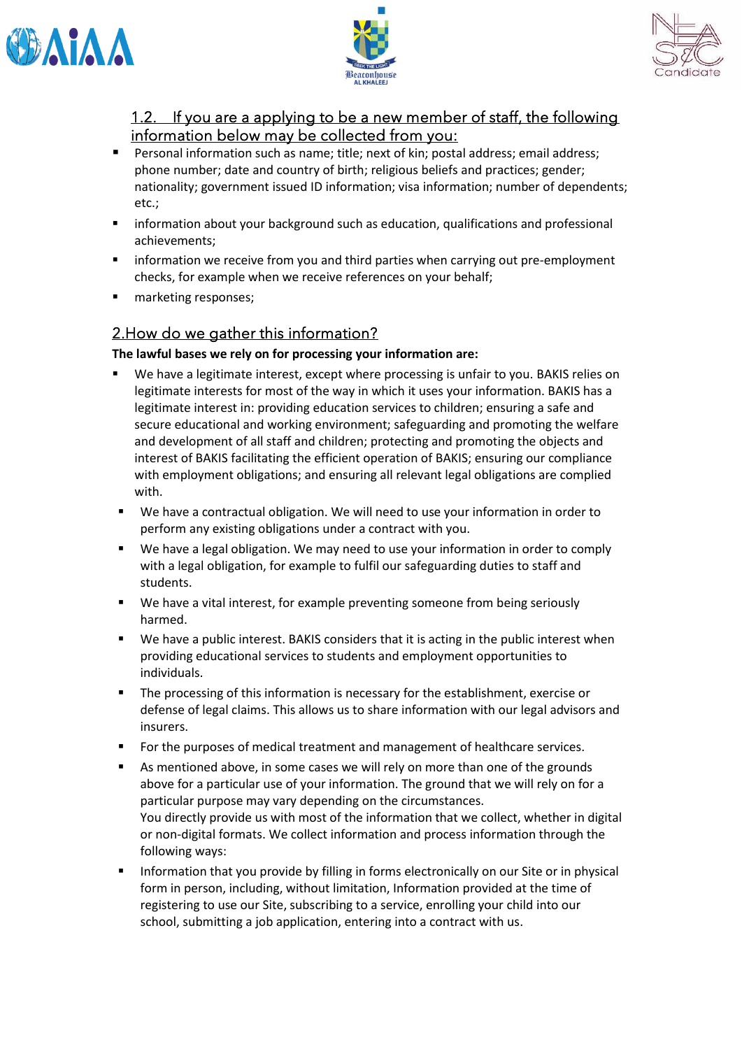## 1.2. If you are a applying to be a new member of staff, the following information below may be collected from you:

- Personal information such as name; title; next of kin; postal address; email address; phone number; date and country of birth; religious beliefs and practices; gender; nationality; government issued ID information; visa information; number of dependents; etc.;
- information about your background such as education, qualifications and professional achievements;
- information we receive from you and third parties when carrying out pre-employment checks, for example when we receive references on your behalf;
- marketing responses;

## 2.How do we gather this information?

**The lawful bases we rely on for processing your information are:**

- We have a legitimate interest, except where processing is unfair to you. BAKIS relies on legitimate interests for most of the way in which it uses your information. BAKIS has a legitimate interest in: providing education services to children; ensuring a safe and secure educational and working environment; safeguarding and promoting the welfare and development of all staff and children; protecting and promoting the objects and interest of BAKIS facilitating the efficient operation of BAKIS; ensuring our compliance with employment obligations; and ensuring all relevant legal obligations are complied with.
- We have a contractual obligation. We will need to use your information in order to perform any existing obligations under a contract with you.
- We have a legal obligation. We may need to use your information in order to comply with a legal obligation, for example to fulfil our safeguarding duties to staff and students.
- We have a vital interest, for example preventing someone from being seriously harmed.
- We have a public interest. BAKIS considers that it is acting in the public interest when providing educational services to students and employment opportunities to individuals.
- The processing of this information is necessary for the establishment, exercise or defense of legal claims. This allows us to share information with our legal advisors and insurers.
- For the purposes of medical treatment and management of healthcare services.
- As mentioned above, in some cases we will rely on more than one of the grounds above for a particular use of your information. The ground that we will rely on for a particular purpose may vary depending on the circumstances.
  You directly provide us with most of the information that we collect, whether in digital or non-digital formats. We collect information and process information through the following ways:
- Information that you provide by filling in forms electronically on our Site or in physical form in person, including, without limitation, Information provided at the time of registering to use our Site, subscribing to a service, enrolling your child into our school, submitting a job application, entering into a contract with us.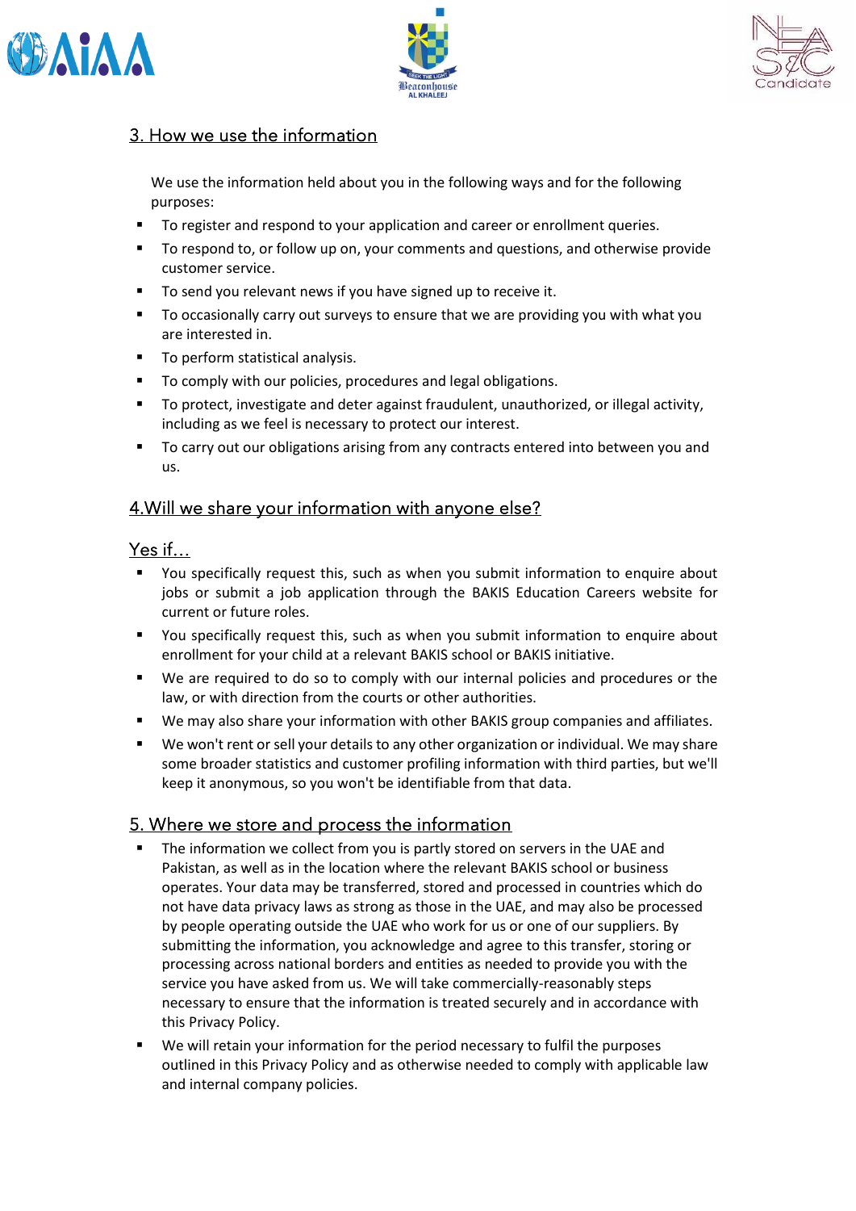## 3. How we use the information

We use the information held about you in the following ways and for the following purposes:

- To register and respond to your application and career or enrollment queries.
- To respond to, or follow up on, your comments and questions, and otherwise provide customer service.
- To send you relevant news if you have signed up to receive it.
- To occasionally carry out surveys to ensure that we are providing you with what you are interested in.
- To perform statistical analysis.
- To comply with our policies, procedures and legal obligations.
- To protect, investigate and deter against fraudulent, unauthorized, or illegal activity, including as we feel is necessary to protect our interest.
- To carry out our obligations arising from any contracts entered into between you and us.

## 4.Will we share your information with anyone else?

### Yes if…

- You specifically request this, such as when you submit information to enquire about jobs or submit a job application through the BAKIS Education Careers website for current or future roles.
- You specifically request this, such as when you submit information to enquire about enrollment for your child at a relevant BAKIS school or BAKIS initiative.
- We are required to do so to comply with our internal policies and procedures or the law, or with direction from the courts or other authorities.
- We may also share your information with other BAKIS group companies and affiliates.
- We won't rent or sell your details to any other organization or individual. We may share some broader statistics and customer profiling information with third parties, but we'll keep it anonymous, so you won't be identifiable from that data.

## 5. Where we store and process the information

- The information we collect from you is partly stored on servers in the UAE and Pakistan, as well as in the location where the relevant BAKIS school or business operates. Your data may be transferred, stored and processed in countries which do not have data privacy laws as strong as those in the UAE, and may also be processed by people operating outside the UAE who work for us or one of our suppliers. By submitting the information, you acknowledge and agree to this transfer, storing or processing across national borders and entities as needed to provide you with the service you have asked from us. We will take commercially-reasonably steps necessary to ensure that the information is treated securely and in accordance with this Privacy Policy.
- We will retain your information for the period necessary to fulfil the purposes outlined in this Privacy Policy and as otherwise needed to comply with applicable law and internal company policies.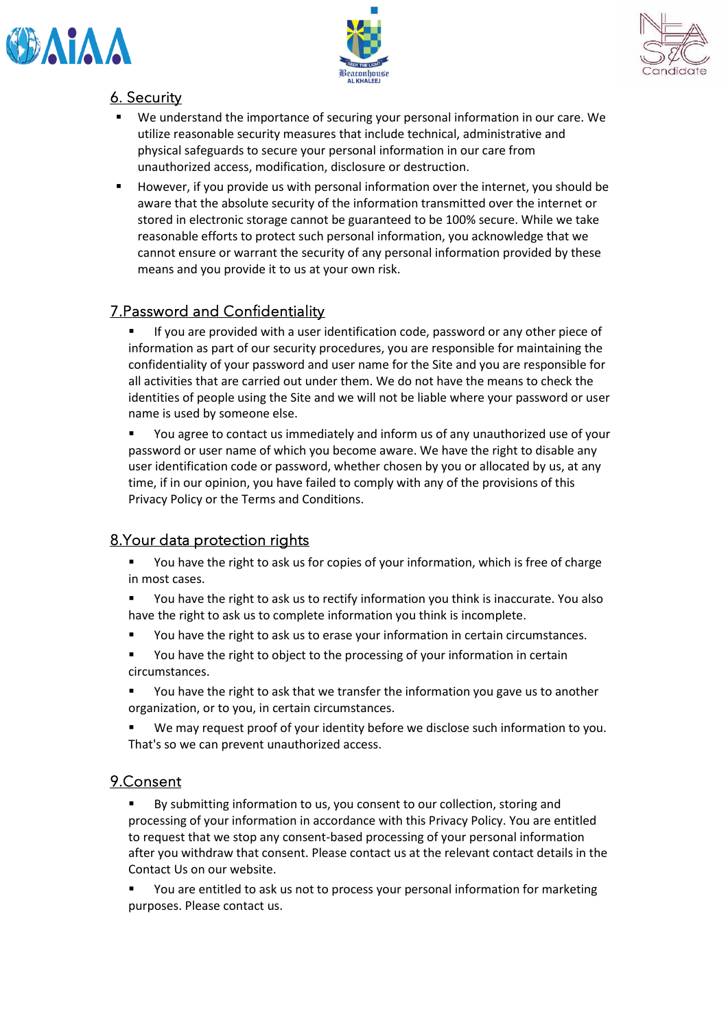## 6. Security

- We understand the importance of securing your personal information in our care. We utilize reasonable security measures that include technical, administrative and physical safeguards to secure your personal information in our care from unauthorized access, modification, disclosure or destruction.
- However, if you provide us with personal information over the internet, you should be aware that the absolute security of the information transmitted over the internet or stored in electronic storage cannot be guaranteed to be 100% secure. While we take reasonable efforts to protect such personal information, you acknowledge that we cannot ensure or warrant the security of any personal information provided by these means and you provide it to us at your own risk.

## 7.Password and Confidentiality

- If you are provided with a user identification code, password or any other piece of information as part of our security procedures, you are responsible for maintaining the confidentiality of your password and user name for the Site and you are responsible for all activities that are carried out under them. We do not have the means to check the identities of people using the Site and we will not be liable where your password or user name is used by someone else.
- You agree to contact us immediately and inform us of any unauthorized use of your password or user name of which you become aware. We have the right to disable any user identification code or password, whether chosen by you or allocated by us, at any time, if in our opinion, you have failed to comply with any of the provisions of this Privacy Policy or the Terms and Conditions.

## 8.Your data protection rights

- You have the right to ask us for copies of your information, which is free of charge in most cases.
- You have the right to ask us to rectify information you think is inaccurate. You also have the right to ask us to complete information you think is incomplete.
- You have the right to ask us to erase your information in certain circumstances.
- You have the right to object to the processing of your information in certain circumstances.
- You have the right to ask that we transfer the information you gave us to another organization, or to you, in certain circumstances.
- We may request proof of your identity before we disclose such information to you. That's so we can prevent unauthorized access.

## 9.Consent

- By submitting information to us, you consent to our collection, storing and processing of your information in accordance with this Privacy Policy. You are entitled to request that we stop any consent-based processing of your personal information after you withdraw that consent. Please contact us at the relevant contact details in the Contact Us on our website.
- You are entitled to ask us not to process your personal information for marketing purposes. Please contact us.